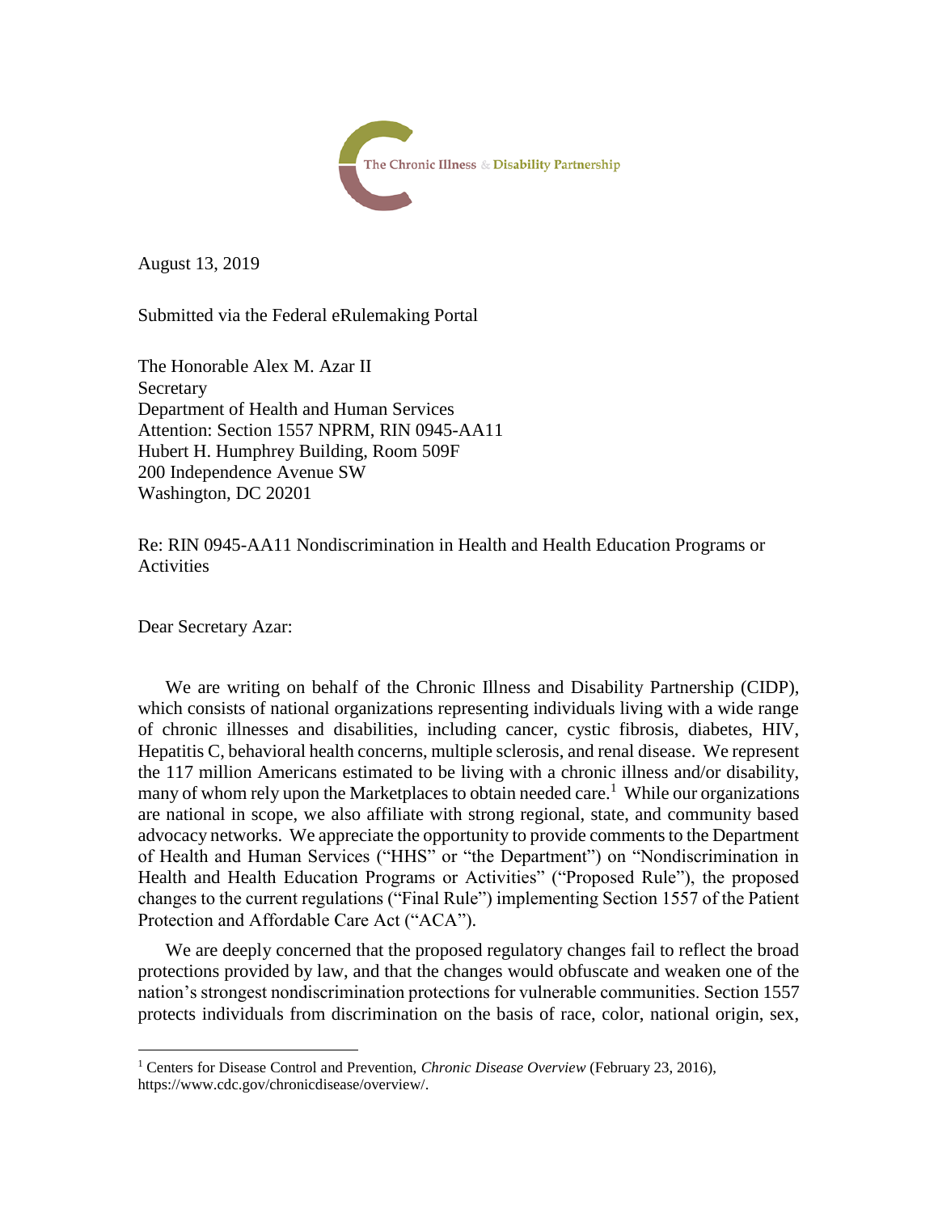The Chronic Illness & Disability Partnership

August 13, 2019

Submitted via the Federal eRulemaking Portal

The Honorable Alex M. Azar II
Secretary
Department of Health and Human Services
Attention: Section 1557 NPRM, RIN 0945-AA11
Hubert H. Humphrey Building, Room 509F
200 Independence Avenue SW
Washington, DC 20201

Re: RIN 0945-AA11 Nondiscrimination in Health and Health Education Programs or Activities

Dear Secretary Azar:

We are writing on behalf of the Chronic Illness and Disability Partnership (CIDP), which consists of national organizations representing individuals living with a wide range of chronic illnesses and disabilities, including cancer, cystic fibrosis, diabetes, HIV, Hepatitis C, behavioral health concerns, multiple sclerosis, and renal disease. We represent the 117 million Americans estimated to be living with a chronic illness and/or disability, many of whom rely upon the Marketplaces to obtain needed care.[1] While our organizations are national in scope, we also affiliate with strong regional, state, and community based advocacy networks. We appreciate the opportunity to provide comments to the Department of Health and Human Services ("HHS" or "the Department") on "Nondiscrimination in Health and Health Education Programs or Activities" ("Proposed Rule"), the proposed changes to the current regulations ("Final Rule") implementing Section 1557 of the Patient Protection and Affordable Care Act ("ACA").

We are deeply concerned that the proposed regulatory changes fail to reflect the broad protections provided by law, and that the changes would obfuscate and weaken one of the nation's strongest nondiscrimination protections for vulnerable communities. Section 1557 protects individuals from discrimination on the basis of race, color, national origin, sex,

[1] Centers for Disease Control and Prevention, *Chronic Disease Overview* (February 23, 2016), https://www.cdc.gov/chronicdisease/overview/.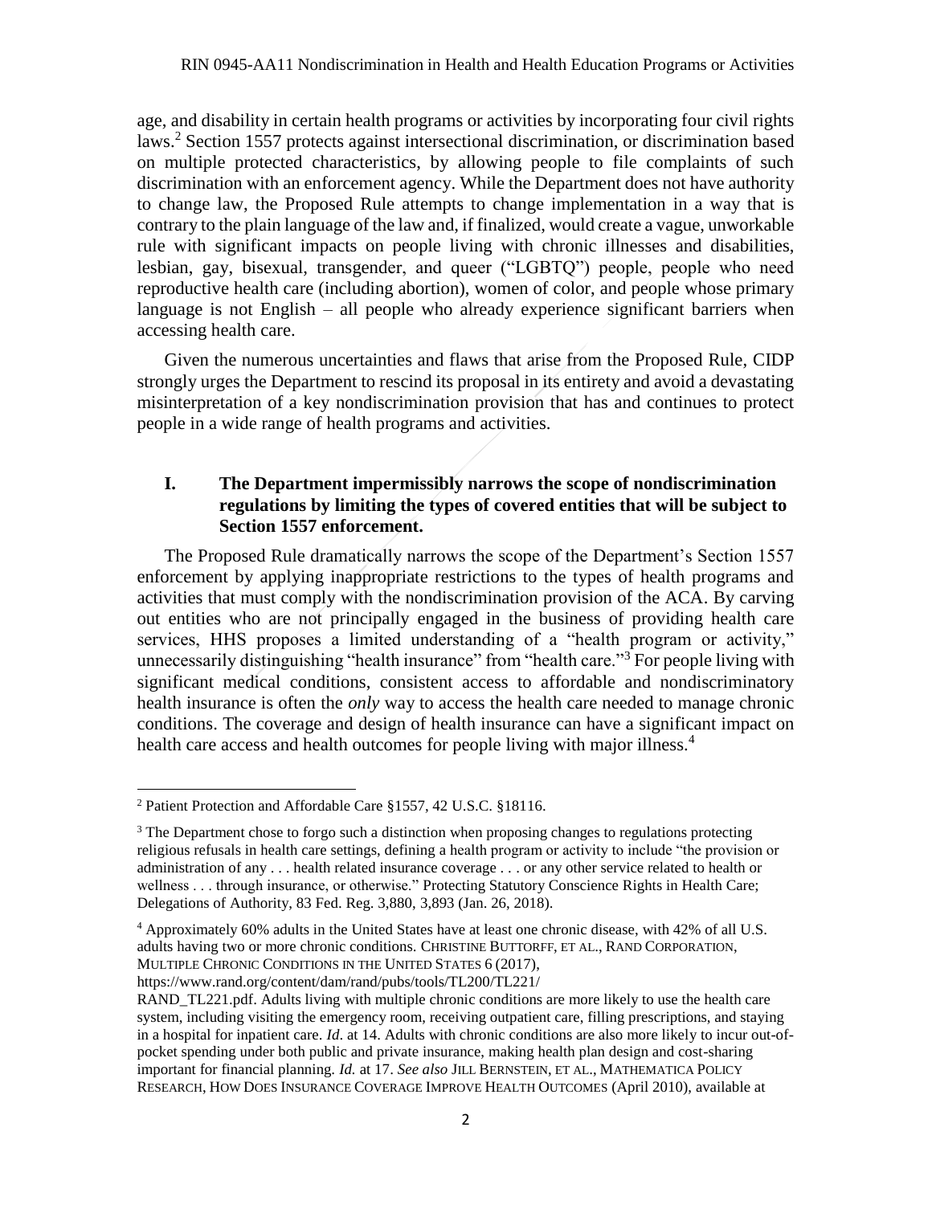age, and disability in certain health programs or activities by incorporating four civil rights laws.[2] Section 1557 protects against intersectional discrimination, or discrimination based on multiple protected characteristics, by allowing people to file complaints of such discrimination with an enforcement agency. While the Department does not have authority to change law, the Proposed Rule attempts to change implementation in a way that is contrary to the plain language of the law and, if finalized, would create a vague, unworkable rule with significant impacts on people living with chronic illnesses and disabilities, lesbian, gay, bisexual, transgender, and queer ("LGBTQ") people, people who need reproductive health care (including abortion), women of color, and people whose primary language is not English – all people who already experience significant barriers when accessing health care.

Given the numerous uncertainties and flaws that arise from the Proposed Rule, CIDP strongly urges the Department to rescind its proposal in its entirety and avoid a devastating misinterpretation of a key nondiscrimination provision that has and continues to protect people in a wide range of health programs and activities.

## I. The Department impermissibly narrows the scope of nondiscrimination regulations by limiting the types of covered entities that will be subject to Section 1557 enforcement.

The Proposed Rule dramatically narrows the scope of the Department's Section 1557 enforcement by applying inappropriate restrictions to the types of health programs and activities that must comply with the nondiscrimination provision of the ACA. By carving out entities who are not principally engaged in the business of providing health care services, HHS proposes a limited understanding of a "health program or activity," unnecessarily distinguishing "health insurance" from "health care."[3] For people living with significant medical conditions, consistent access to affordable and nondiscriminatory health insurance is often the *only* way to access the health care needed to manage chronic conditions. The coverage and design of health insurance can have a significant impact on health care access and health outcomes for people living with major illness.[4]

---

[2] Patient Protection and Affordable Care §1557, 42 U.S.C. §18116.

[3] The Department chose to forgo such a distinction when proposing changes to regulations protecting religious refusals in health care settings, defining a health program or activity to include "the provision or administration of any . . . health related insurance coverage . . . or any other service related to health or wellness . . . through insurance, or otherwise." Protecting Statutory Conscience Rights in Health Care; Delegations of Authority, 83 Fed. Reg. 3,880, 3,893 (Jan. 26, 2018).

[4] Approximately 60% adults in the United States have at least one chronic disease, with 42% of all U.S. adults having two or more chronic conditions. CHRISTINE BUTTORFF, ET AL., RAND CORPORATION, MULTIPLE CHRONIC CONDITIONS IN THE UNITED STATES 6 (2017), https://www.rand.org/content/dam/rand/pubs/tools/TL200/TL221/RAND_TL221.pdf. Adults living with multiple chronic conditions are more likely to use the health care system, including visiting the emergency room, receiving outpatient care, filling prescriptions, and staying in a hospital for inpatient care. *Id*. at 14. Adults with chronic conditions are also more likely to incur out-of-pocket spending under both public and private insurance, making health plan design and cost-sharing important for financial planning. *Id.* at 17. *See also* JILL BERNSTEIN, ET AL., MATHEMATICA POLICY RESEARCH, HOW DOES INSURANCE COVERAGE IMPROVE HEALTH OUTCOMES (April 2010), available at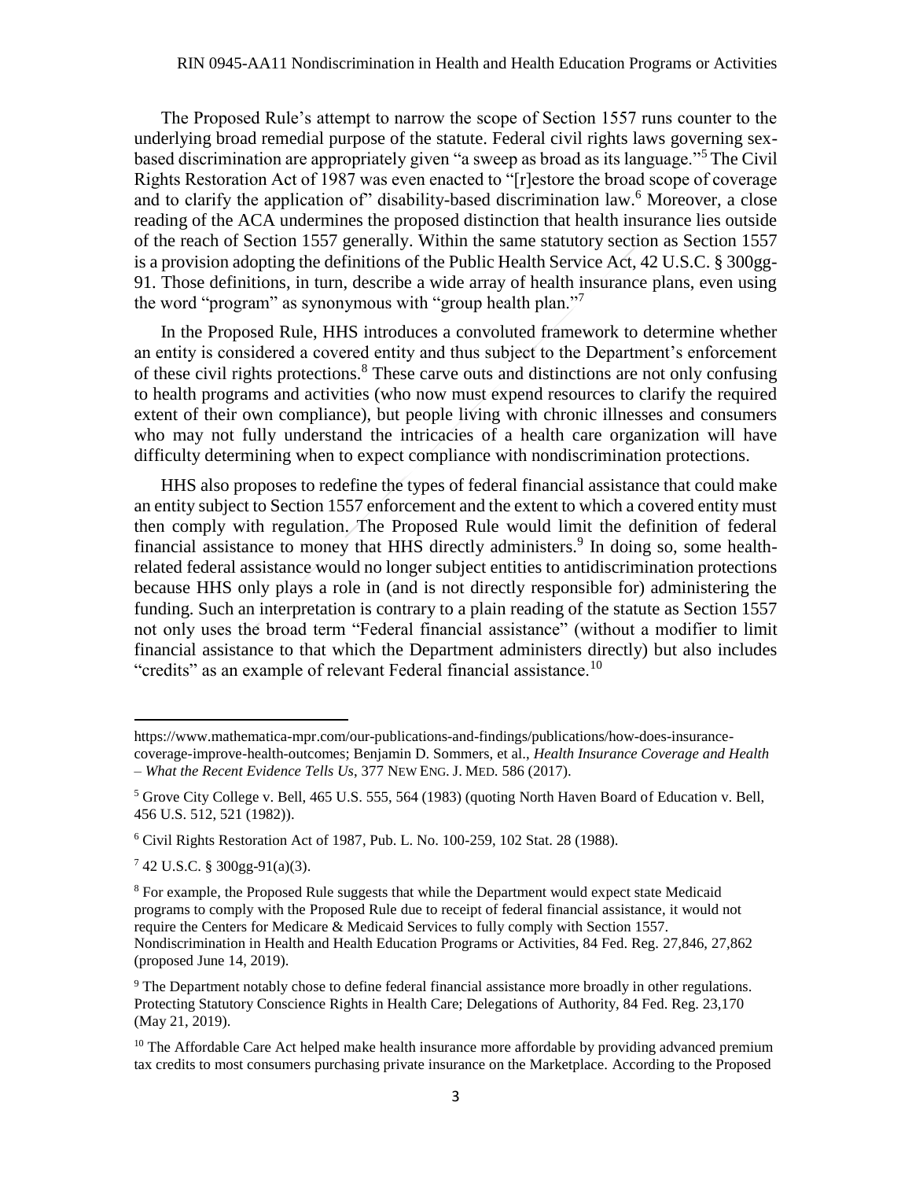The Proposed Rule's attempt to narrow the scope of Section 1557 runs counter to the underlying broad remedial purpose of the statute. Federal civil rights laws governing sex-based discrimination are appropriately given "a sweep as broad as its language."[5] The Civil Rights Restoration Act of 1987 was even enacted to "[r]estore the broad scope of coverage and to clarify the application of" disability-based discrimination law.[6] Moreover, a close reading of the ACA undermines the proposed distinction that health insurance lies outside of the reach of Section 1557 generally. Within the same statutory section as Section 1557 is a provision adopting the definitions of the Public Health Service Act, 42 U.S.C. § 300gg-91. Those definitions, in turn, describe a wide array of health insurance plans, even using the word "program" as synonymous with "group health plan."[7]

In the Proposed Rule, HHS introduces a convoluted framework to determine whether an entity is considered a covered entity and thus subject to the Department's enforcement of these civil rights protections.[8] These carve outs and distinctions are not only confusing to health programs and activities (who now must expend resources to clarify the required extent of their own compliance), but people living with chronic illnesses and consumers who may not fully understand the intricacies of a health care organization will have difficulty determining when to expect compliance with nondiscrimination protections.

HHS also proposes to redefine the types of federal financial assistance that could make an entity subject to Section 1557 enforcement and the extent to which a covered entity must then comply with regulation. The Proposed Rule would limit the definition of federal financial assistance to money that HHS directly administers.[9] In doing so, some health-related federal assistance would no longer subject entities to antidiscrimination protections because HHS only plays a role in (and is not directly responsible for) administering the funding. Such an interpretation is contrary to a plain reading of the statute as Section 1557 not only uses the broad term "Federal financial assistance" (without a modifier to limit financial assistance to that which the Department administers directly) but also includes "credits" as an example of relevant Federal financial assistance.[10]

---

https://www.mathematica-mpr.com/our-publications-and-findings/publications/how-does-insurance-coverage-improve-health-outcomes; Benjamin D. Sommers, et al., *Health Insurance Coverage and Health – What the Recent Evidence Tells Us*, 377 NEW ENG. J. MED. 586 (2017).

[5] Grove City College v. Bell, 465 U.S. 555, 564 (1983) (quoting North Haven Board of Education v. Bell, 456 U.S. 512, 521 (1982)).

[6] Civil Rights Restoration Act of 1987, Pub. L. No. 100-259, 102 Stat. 28 (1988).

[7] 42 U.S.C. § 300gg-91(a)(3).

[8] For example, the Proposed Rule suggests that while the Department would expect state Medicaid programs to comply with the Proposed Rule due to receipt of federal financial assistance, it would not require the Centers for Medicare & Medicaid Services to fully comply with Section 1557. Nondiscrimination in Health and Health Education Programs or Activities, 84 Fed. Reg. 27,846, 27,862 (proposed June 14, 2019).

[9] The Department notably chose to define federal financial assistance more broadly in other regulations. Protecting Statutory Conscience Rights in Health Care; Delegations of Authority, 84 Fed. Reg. 23,170 (May 21, 2019).

[10] The Affordable Care Act helped make health insurance more affordable by providing advanced premium tax credits to most consumers purchasing private insurance on the Marketplace. According to the Proposed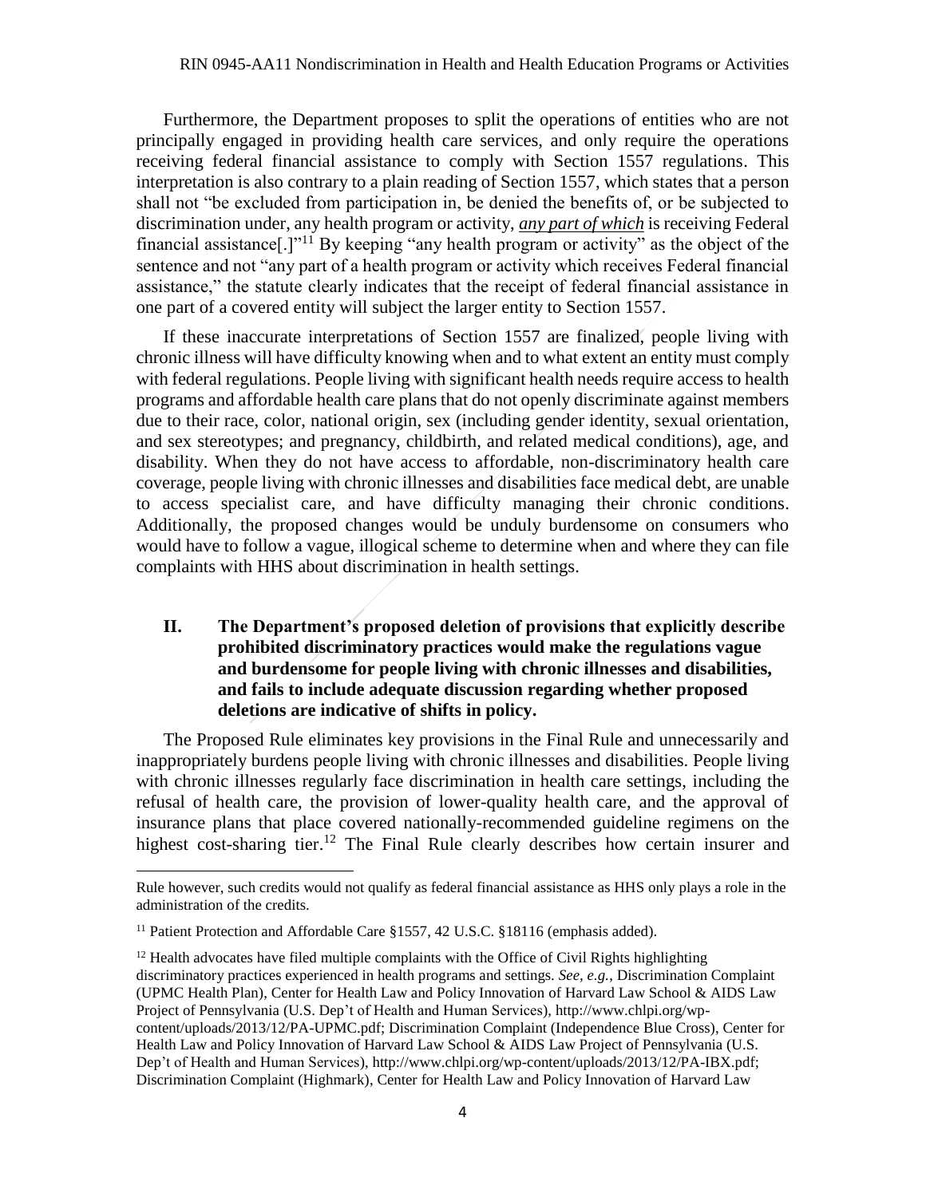Furthermore, the Department proposes to split the operations of entities who are not principally engaged in providing health care services, and only require the operations receiving federal financial assistance to comply with Section 1557 regulations. This interpretation is also contrary to a plain reading of Section 1557, which states that a person shall not "be excluded from participation in, be denied the benefits of, or be subjected to discrimination under, any health program or activity, ***any part of which*** is receiving Federal financial assistance[.]"[11] By keeping "any health program or activity" as the object of the sentence and not "any part of a health program or activity which receives Federal financial assistance," the statute clearly indicates that the receipt of federal financial assistance in one part of a covered entity will subject the larger entity to Section 1557.

If these inaccurate interpretations of Section 1557 are finalized, people living with chronic illness will have difficulty knowing when and to what extent an entity must comply with federal regulations. People living with significant health needs require access to health programs and affordable health care plans that do not openly discriminate against members due to their race, color, national origin, sex (including gender identity, sexual orientation, and sex stereotypes; and pregnancy, childbirth, and related medical conditions), age, and disability. When they do not have access to affordable, non-discriminatory health care coverage, people living with chronic illnesses and disabilities face medical debt, are unable to access specialist care, and have difficulty managing their chronic conditions. Additionally, the proposed changes would be unduly burdensome on consumers who would have to follow a vague, illogical scheme to determine when and where they can file complaints with HHS about discrimination in health settings.

## II. The Department's proposed deletion of provisions that explicitly describe prohibited discriminatory practices would make the regulations vague and burdensome for people living with chronic illnesses and disabilities, and fails to include adequate discussion regarding whether proposed deletions are indicative of shifts in policy.

The Proposed Rule eliminates key provisions in the Final Rule and unnecessarily and inappropriately burdens people living with chronic illnesses and disabilities. People living with chronic illnesses regularly face discrimination in health care settings, including the refusal of health care, the provision of lower-quality health care, and the approval of insurance plans that place covered nationally-recommended guideline regimens on the highest cost-sharing tier.[12] The Final Rule clearly describes how certain insurer and

---

Rule however, such credits would not qualify as federal financial assistance as HHS only plays a role in the administration of the credits.

[11] Patient Protection and Affordable Care §1557, 42 U.S.C. §18116 (emphasis added).

[12] Health advocates have filed multiple complaints with the Office of Civil Rights highlighting discriminatory practices experienced in health programs and settings. *See, e.g.*, Discrimination Complaint (UPMC Health Plan), Center for Health Law and Policy Innovation of Harvard Law School & AIDS Law Project of Pennsylvania (U.S. Dep't of Health and Human Services), http://www.chlpi.org/wp-content/uploads/2013/12/PA-UPMC.pdf; Discrimination Complaint (Independence Blue Cross), Center for Health Law and Policy Innovation of Harvard Law School & AIDS Law Project of Pennsylvania (U.S. Dep't of Health and Human Services), http://www.chlpi.org/wp-content/uploads/2013/12/PA-IBX.pdf; Discrimination Complaint (Highmark), Center for Health Law and Policy Innovation of Harvard Law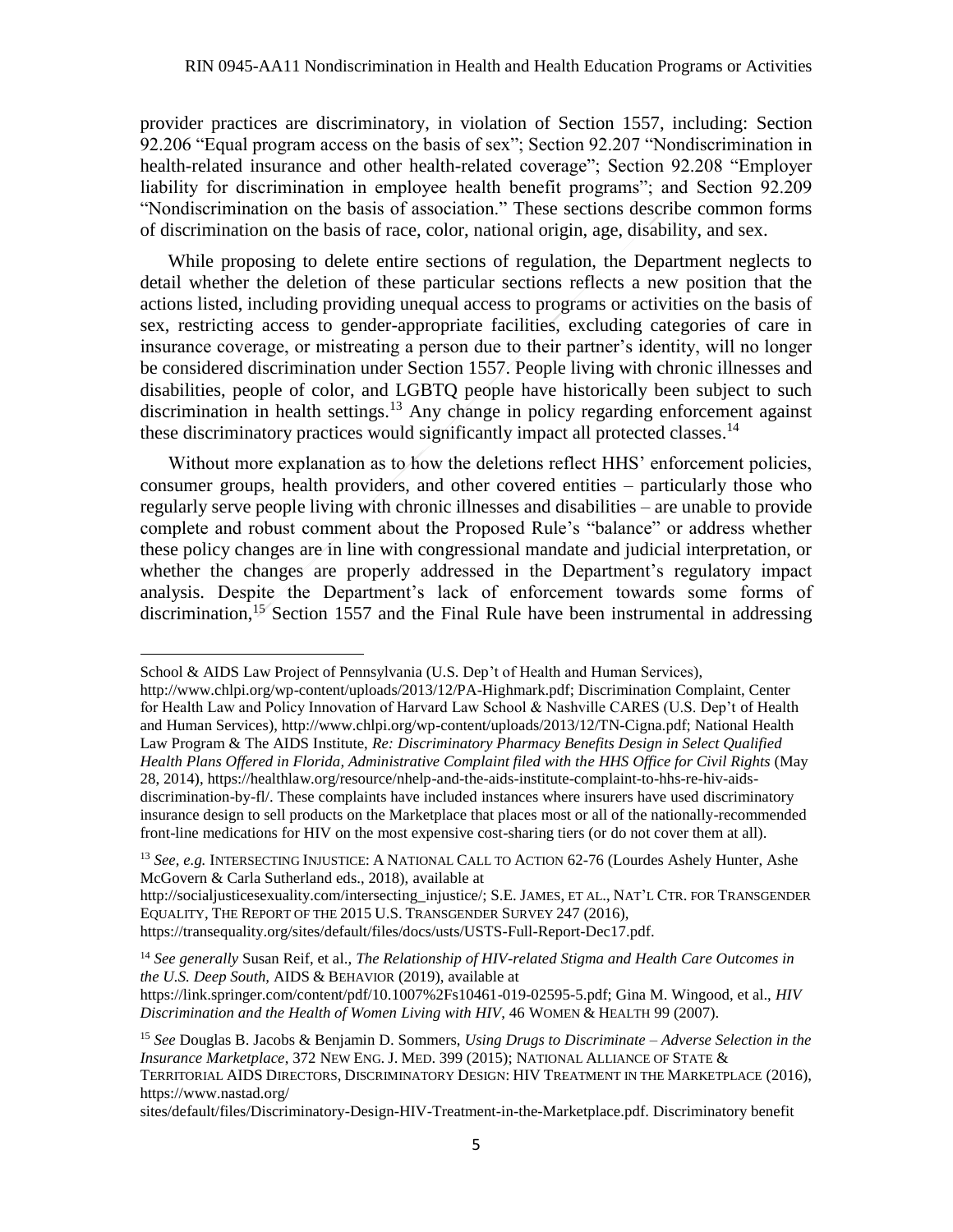provider practices are discriminatory, in violation of Section 1557, including: Section 92.206 "Equal program access on the basis of sex"; Section 92.207 "Nondiscrimination in health-related insurance and other health-related coverage"; Section 92.208 "Employer liability for discrimination in employee health benefit programs"; and Section 92.209 "Nondiscrimination on the basis of association." These sections describe common forms of discrimination on the basis of race, color, national origin, age, disability, and sex.

While proposing to delete entire sections of regulation, the Department neglects to detail whether the deletion of these particular sections reflects a new position that the actions listed, including providing unequal access to programs or activities on the basis of sex, restricting access to gender-appropriate facilities, excluding categories of care in insurance coverage, or mistreating a person due to their partner's identity, will no longer be considered discrimination under Section 1557. People living with chronic illnesses and disabilities, people of color, and LGBTQ people have historically been subject to such discrimination in health settings.[13] Any change in policy regarding enforcement against these discriminatory practices would significantly impact all protected classes.[14]

Without more explanation as to how the deletions reflect HHS' enforcement policies, consumer groups, health providers, and other covered entities – particularly those who regularly serve people living with chronic illnesses and disabilities – are unable to provide complete and robust comment about the Proposed Rule's "balance" or address whether these policy changes are in line with congressional mandate and judicial interpretation, or whether the changes are properly addressed in the Department's regulatory impact analysis. Despite the Department's lack of enforcement towards some forms of discrimination,[15] Section 1557 and the Final Rule have been instrumental in addressing

---

School & AIDS Law Project of Pennsylvania (U.S. Dep't of Health and Human Services), http://www.chlpi.org/wp-content/uploads/2013/12/PA-Highmark.pdf; Discrimination Complaint, Center for Health Law and Policy Innovation of Harvard Law School & Nashville CARES (U.S. Dep't of Health and Human Services), http://www.chlpi.org/wp-content/uploads/2013/12/TN-Cigna.pdf; National Health Law Program & The AIDS Institute, *Re: Discriminatory Pharmacy Benefits Design in Select Qualified Health Plans Offered in Florida, Administrative Complaint filed with the HHS Office for Civil Rights* (May 28, 2014), https://healthlaw.org/resource/nhelp-and-the-aids-institute-complaint-to-hhs-re-hiv-aids-discrimination-by-fl/. These complaints have included instances where insurers have used discriminatory insurance design to sell products on the Marketplace that places most or all of the nationally-recommended front-line medications for HIV on the most expensive cost-sharing tiers (or do not cover them at all).

[13] *See, e.g.* INTERSECTING INJUSTICE: A NATIONAL CALL TO ACTION 62-76 (Lourdes Ashely Hunter, Ashe McGovern & Carla Sutherland eds., 2018), available at http://socialjusticesexuality.com/intersecting_injustice/; S.E. JAMES, ET AL., NAT'L CTR. FOR TRANSGENDER EQUALITY, THE REPORT OF THE 2015 U.S. TRANSGENDER SURVEY 247 (2016), https://transequality.org/sites/default/files/docs/usts/USTS-Full-Report-Dec17.pdf.

[14] *See generally* Susan Reif, et al., *The Relationship of HIV-related Stigma and Health Care Outcomes in the U.S. Deep South,* AIDS & BEHAVIOR (2019), available at https://link.springer.com/content/pdf/10.1007%2Fs10461-019-02595-5.pdf; Gina M. Wingood, et al., *HIV Discrimination and the Health of Women Living with HIV*, 46 WOMEN & HEALTH 99 (2007).

[15] *See* Douglas B. Jacobs & Benjamin D. Sommers, *Using Drugs to Discriminate – Adverse Selection in the Insurance Marketplace*, 372 NEW ENG. J. MED. 399 (2015); NATIONAL ALLIANCE OF STATE & TERRITORIAL AIDS DIRECTORS, DISCRIMINATORY DESIGN: HIV TREATMENT IN THE MARKETPLACE (2016), https://www.nastad.org/sites/default/files/Discriminatory-Design-HIV-Treatment-in-the-Marketplace.pdf. Discriminatory benefit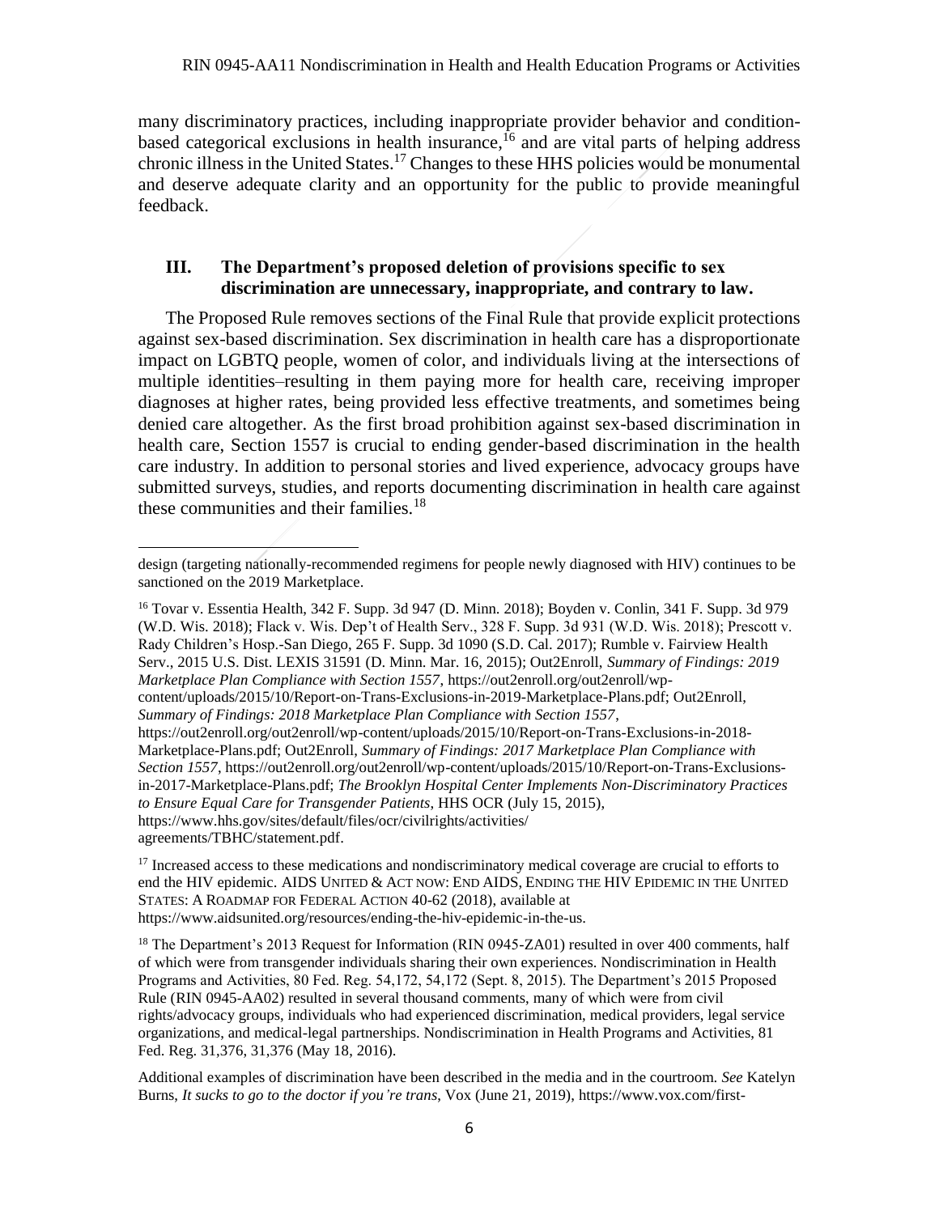many discriminatory practices, including inappropriate provider behavior and condition-based categorical exclusions in health insurance,[16] and are vital parts of helping address chronic illness in the United States.[17] Changes to these HHS policies would be monumental and deserve adequate clarity and an opportunity for the public to provide meaningful feedback.

## III. The Department's proposed deletion of provisions specific to sex discrimination are unnecessary, inappropriate, and contrary to law.

The Proposed Rule removes sections of the Final Rule that provide explicit protections against sex-based discrimination. Sex discrimination in health care has a disproportionate impact on LGBTQ people, women of color, and individuals living at the intersections of multiple identities–resulting in them paying more for health care, receiving improper diagnoses at higher rates, being provided less effective treatments, and sometimes being denied care altogether. As the first broad prohibition against sex-based discrimination in health care, Section 1557 is crucial to ending gender-based discrimination in the health care industry. In addition to personal stories and lived experience, advocacy groups have submitted surveys, studies, and reports documenting discrimination in health care against these communities and their families.[18]

---

design (targeting nationally-recommended regimens for people newly diagnosed with HIV) continues to be sanctioned on the 2019 Marketplace.

[16] Tovar v. Essentia Health, 342 F. Supp. 3d 947 (D. Minn. 2018); Boyden v. Conlin, 341 F. Supp. 3d 979 (W.D. Wis. 2018); Flack v. Wis. Dep't of Health Serv., 328 F. Supp. 3d 931 (W.D. Wis. 2018); Prescott v. Rady Children's Hosp.-San Diego, 265 F. Supp. 3d 1090 (S.D. Cal. 2017); Rumble v. Fairview Health Serv., 2015 U.S. Dist. LEXIS 31591 (D. Minn. Mar. 16, 2015); Out2Enroll, *Summary of Findings: 2019 Marketplace Plan Compliance with Section 1557*, https://out2enroll.org/out2enroll/wp-content/uploads/2015/10/Report-on-Trans-Exclusions-in-2019-Marketplace-Plans.pdf; Out2Enroll, *Summary of Findings: 2018 Marketplace Plan Compliance with Section 1557*, https://out2enroll.org/out2enroll/wp-content/uploads/2015/10/Report-on-Trans-Exclusions-in-2018-Marketplace-Plans.pdf; Out2Enroll, *Summary of Findings: 2017 Marketplace Plan Compliance with Section 1557*, https://out2enroll.org/out2enroll/wp-content/uploads/2015/10/Report-on-Trans-Exclusions-in-2017-Marketplace-Plans.pdf; *The Brooklyn Hospital Center Implements Non-Discriminatory Practices to Ensure Equal Care for Transgender Patients*, HHS OCR (July 15, 2015), https://www.hhs.gov/sites/default/files/ocr/civilrights/activities/agreements/TBHC/statement.pdf.

[17] Increased access to these medications and nondiscriminatory medical coverage are crucial to efforts to end the HIV epidemic. AIDS UNITED & ACT NOW: END AIDS, ENDING THE HIV EPIDEMIC IN THE UNITED STATES: A ROADMAP FOR FEDERAL ACTION 40-62 (2018), available at https://www.aidsunited.org/resources/ending-the-hiv-epidemic-in-the-us.

[18] The Department's 2013 Request for Information (RIN 0945-ZA01) resulted in over 400 comments, half of which were from transgender individuals sharing their own experiences. Nondiscrimination in Health Programs and Activities, 80 Fed. Reg. 54,172, 54,172 (Sept. 8, 2015). The Department's 2015 Proposed Rule (RIN 0945-AA02) resulted in several thousand comments, many of which were from civil rights/advocacy groups, individuals who had experienced discrimination, medical providers, legal service organizations, and medical-legal partnerships. Nondiscrimination in Health Programs and Activities, 81 Fed. Reg. 31,376, 31,376 (May 18, 2016).

Additional examples of discrimination have been described in the media and in the courtroom. *See* Katelyn Burns, *It sucks to go to the doctor if you're trans*, Vox (June 21, 2019), https://www.vox.com/first-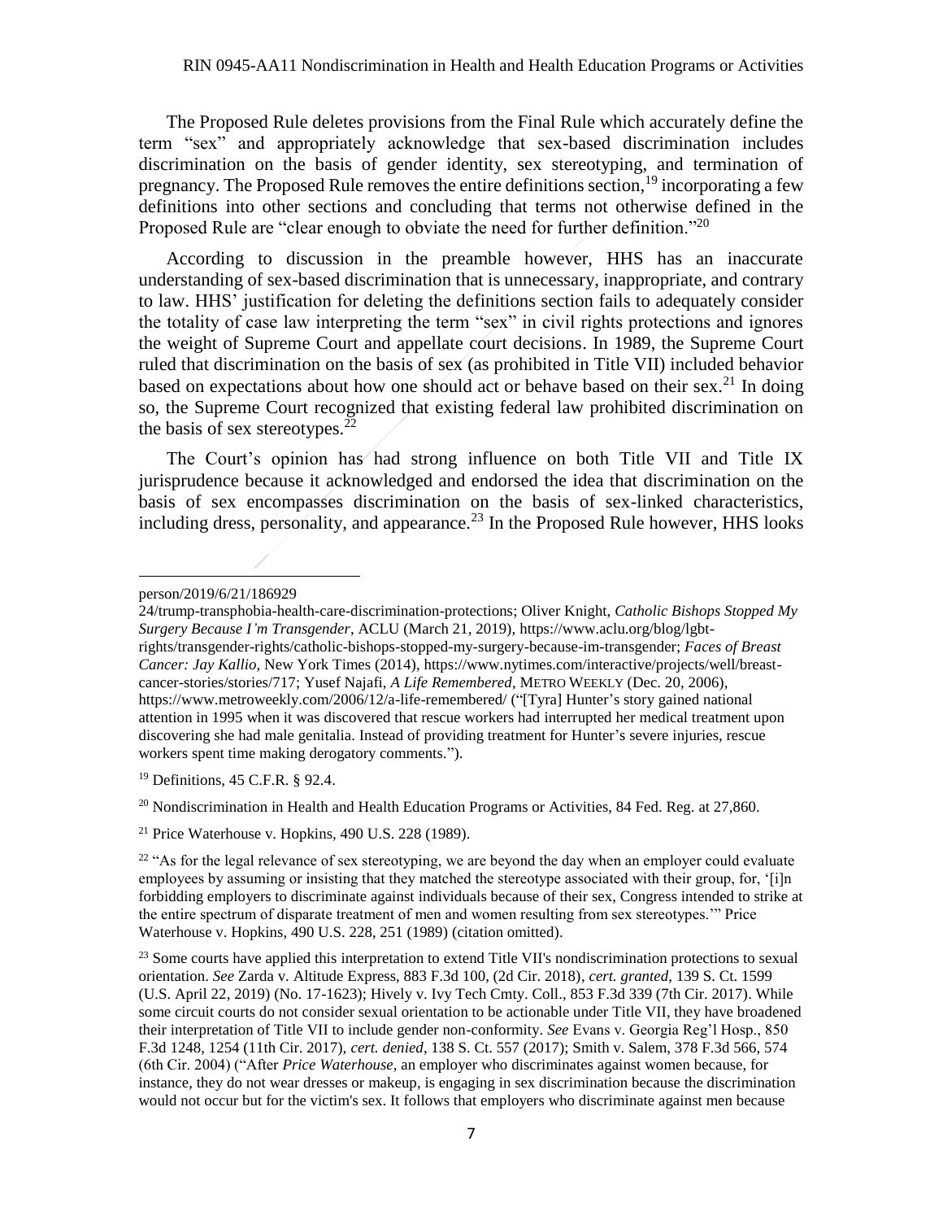The Proposed Rule deletes provisions from the Final Rule which accurately define the term "sex" and appropriately acknowledge that sex-based discrimination includes discrimination on the basis of gender identity, sex stereotyping, and termination of pregnancy. The Proposed Rule removes the entire definitions section,[19] incorporating a few definitions into other sections and concluding that terms not otherwise defined in the Proposed Rule are "clear enough to obviate the need for further definition."[20]

According to discussion in the preamble however, HHS has an inaccurate understanding of sex-based discrimination that is unnecessary, inappropriate, and contrary to law. HHS' justification for deleting the definitions section fails to adequately consider the totality of case law interpreting the term "sex" in civil rights protections and ignores the weight of Supreme Court and appellate court decisions. In 1989, the Supreme Court ruled that discrimination on the basis of sex (as prohibited in Title VII) included behavior based on expectations about how one should act or behave based on their sex.[21] In doing so, the Supreme Court recognized that existing federal law prohibited discrimination on the basis of sex stereotypes.[22]

The Court's opinion has had strong influence on both Title VII and Title IX jurisprudence because it acknowledged and endorsed the idea that discrimination on the basis of sex encompasses discrimination on the basis of sex-linked characteristics, including dress, personality, and appearance.[23] In the Proposed Rule however, HHS looks

---

person/2019/6/21/186929
24/trump-transphobia-health-care-discrimination-protections; Oliver Knight, *Catholic Bishops Stopped My Surgery Because I'm Transgender*, ACLU (March 21, 2019), https://www.aclu.org/blog/lgbt-rights/transgender-rights/catholic-bishops-stopped-my-surgery-because-im-transgender; *Faces of Breast Cancer: Jay Kallio*, New York Times (2014), https://www.nytimes.com/interactive/projects/well/breast-cancer-stories/stories/717; Yusef Najafi, *A Life Remembered*, METRO WEEKLY (Dec. 20, 2006), https://www.metroweekly.com/2006/12/a-life-remembered/ ("[Tyra] Hunter's story gained national attention in 1995 when it was discovered that rescue workers had interrupted her medical treatment upon discovering she had male genitalia. Instead of providing treatment for Hunter's severe injuries, rescue workers spent time making derogatory comments.").

[19] Definitions, 45 C.F.R. § 92.4.

[20] Nondiscrimination in Health and Health Education Programs or Activities, 84 Fed. Reg. at 27,860.

[21] Price Waterhouse v. Hopkins, 490 U.S. 228 (1989).

[22] "As for the legal relevance of sex stereotyping, we are beyond the day when an employer could evaluate employees by assuming or insisting that they matched the stereotype associated with their group, for, '[i]n forbidding employers to discriminate against individuals because of their sex, Congress intended to strike at the entire spectrum of disparate treatment of men and women resulting from sex stereotypes.'" Price Waterhouse v. Hopkins, 490 U.S. 228, 251 (1989) (citation omitted).

[23] Some courts have applied this interpretation to extend Title VII's nondiscrimination protections to sexual orientation. *See* Zarda v. Altitude Express, 883 F.3d 100, (2d Cir. 2018), *cert. granted*, 139 S. Ct. 1599 (U.S. April 22, 2019) (No. 17-1623); Hively v. Ivy Tech Cmty. Coll., 853 F.3d 339 (7th Cir. 2017). While some circuit courts do not consider sexual orientation to be actionable under Title VII, they have broadened their interpretation of Title VII to include gender non-conformity. *See* Evans v. Georgia Reg'l Hosp., 850 F.3d 1248, 1254 (11th Cir. 2017), *cert. denied*, 138 S. Ct. 557 (2017); Smith v. Salem, 378 F.3d 566, 574 (6th Cir. 2004) ("After *Price Waterhouse*, an employer who discriminates against women because, for instance, they do not wear dresses or makeup, is engaging in sex discrimination because the discrimination would not occur but for the victim's sex. It follows that employers who discriminate against men because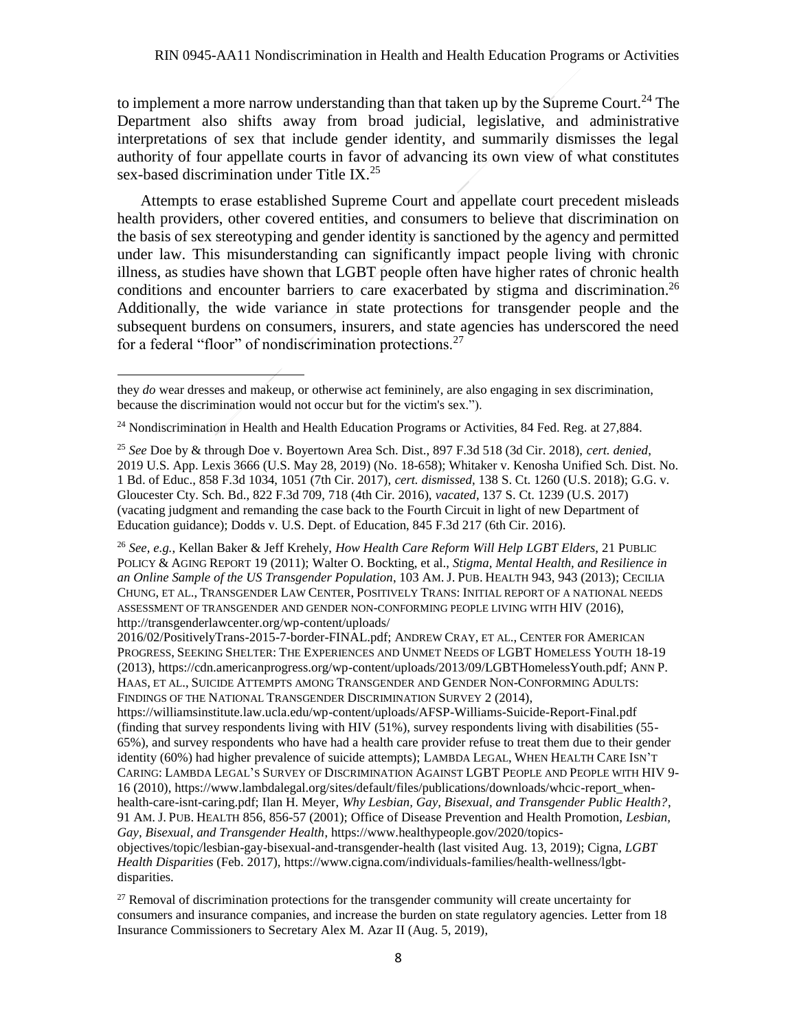to implement a more narrow understanding than that taken up by the Supreme Court.[24] The Department also shifts away from broad judicial, legislative, and administrative interpretations of sex that include gender identity, and summarily dismisses the legal authority of four appellate courts in favor of advancing its own view of what constitutes sex-based discrimination under Title IX.[25]

Attempts to erase established Supreme Court and appellate court precedent misleads health providers, other covered entities, and consumers to believe that discrimination on the basis of sex stereotyping and gender identity is sanctioned by the agency and permitted under law. This misunderstanding can significantly impact people living with chronic illness, as studies have shown that LGBT people often have higher rates of chronic health conditions and encounter barriers to care exacerbated by stigma and discrimination.[26] Additionally, the wide variance in state protections for transgender people and the subsequent burdens on consumers, insurers, and state agencies has underscored the need for a federal "floor" of nondiscrimination protections.[27]

---

they *do* wear dresses and makeup, or otherwise act femininely, are also engaging in sex discrimination, because the discrimination would not occur but for the victim's sex.").

[24] Nondiscrimination in Health and Health Education Programs or Activities, 84 Fed. Reg. at 27,884.

[25] *See* Doe by & through Doe v. Boyertown Area Sch. Dist., 897 F.3d 518 (3d Cir. 2018), *cert. denied*, 2019 U.S. App. Lexis 3666 (U.S. May 28, 2019) (No. 18-658); Whitaker v. Kenosha Unified Sch. Dist. No. 1 Bd. of Educ., 858 F.3d 1034, 1051 (7th Cir. 2017), *cert. dismissed*, 138 S. Ct. 1260 (U.S. 2018); G.G. v. Gloucester Cty. Sch. Bd., 822 F.3d 709, 718 (4th Cir. 2016), *vacated*, 137 S. Ct. 1239 (U.S. 2017) (vacating judgment and remanding the case back to the Fourth Circuit in light of new Department of Education guidance); Dodds v. U.S. Dept. of Education, 845 F.3d 217 (6th Cir. 2016).

[26] *See, e.g.*, Kellan Baker & Jeff Krehely, *How Health Care Reform Will Help LGBT Elders*, 21 PUBLIC POLICY & AGING REPORT 19 (2011); Walter O. Bockting, et al., *Stigma, Mental Health, and Resilience in an Online Sample of the US Transgender Population*, 103 AM. J. PUB. HEALTH 943, 943 (2013); CECILIA CHUNG, ET AL., TRANSGENDER LAW CENTER, POSITIVELY TRANS: INITIAL REPORT OF A NATIONAL NEEDS ASSESSMENT OF TRANSGENDER AND GENDER NON-CONFORMING PEOPLE LIVING WITH HIV (2016), http://transgenderlawcenter.org/wp-content/uploads/2016/02/PositivelyTrans-2015-7-border-FINAL.pdf; ANDREW CRAY, ET AL., CENTER FOR AMERICAN PROGRESS, SEEKING SHELTER: THE EXPERIENCES AND UNMET NEEDS OF LGBT HOMELESS YOUTH 18-19 (2013), https://cdn.americanprogress.org/wp-content/uploads/2013/09/LGBTHomelessYouth.pdf; ANN P. HAAS, ET AL., SUICIDE ATTEMPTS AMONG TRANSGENDER AND GENDER NON-CONFORMING ADULTS: FINDINGS OF THE NATIONAL TRANSGENDER DISCRIMINATION SURVEY 2 (2014), https://williamsinstitute.law.ucla.edu/wp-content/uploads/AFSP-Williams-Suicide-Report-Final.pdf (finding that survey respondents living with HIV (51%), survey respondents living with disabilities (55-65%), and survey respondents who have had a health care provider refuse to treat them due to their gender identity (60%) had higher prevalence of suicide attempts); LAMBDA LEGAL, WHEN HEALTH CARE ISN'T CARING: LAMBDA LEGAL'S SURVEY OF DISCRIMINATION AGAINST LGBT PEOPLE AND PEOPLE WITH HIV 9-16 (2010), https://www.lambdalegal.org/sites/default/files/publications/downloads/whcic-report_when-health-care-isnt-caring.pdf; Ilan H. Meyer, *Why Lesbian, Gay, Bisexual, and Transgender Public Health?*, 91 AM. J. PUB. HEALTH 856, 856-57 (2001); Office of Disease Prevention and Health Promotion, *Lesbian, Gay, Bisexual, and Transgender Health*, https://www.healthypeople.gov/2020/topics-objectives/topic/lesbian-gay-bisexual-and-transgender-health (last visited Aug. 13, 2019); Cigna, *LGBT Health Disparities* (Feb. 2017), https://www.cigna.com/individuals-families/health-wellness/lgbt-disparities.

[27] Removal of discrimination protections for the transgender community will create uncertainty for consumers and insurance companies, and increase the burden on state regulatory agencies. Letter from 18 Insurance Commissioners to Secretary Alex M. Azar II (Aug. 5, 2019),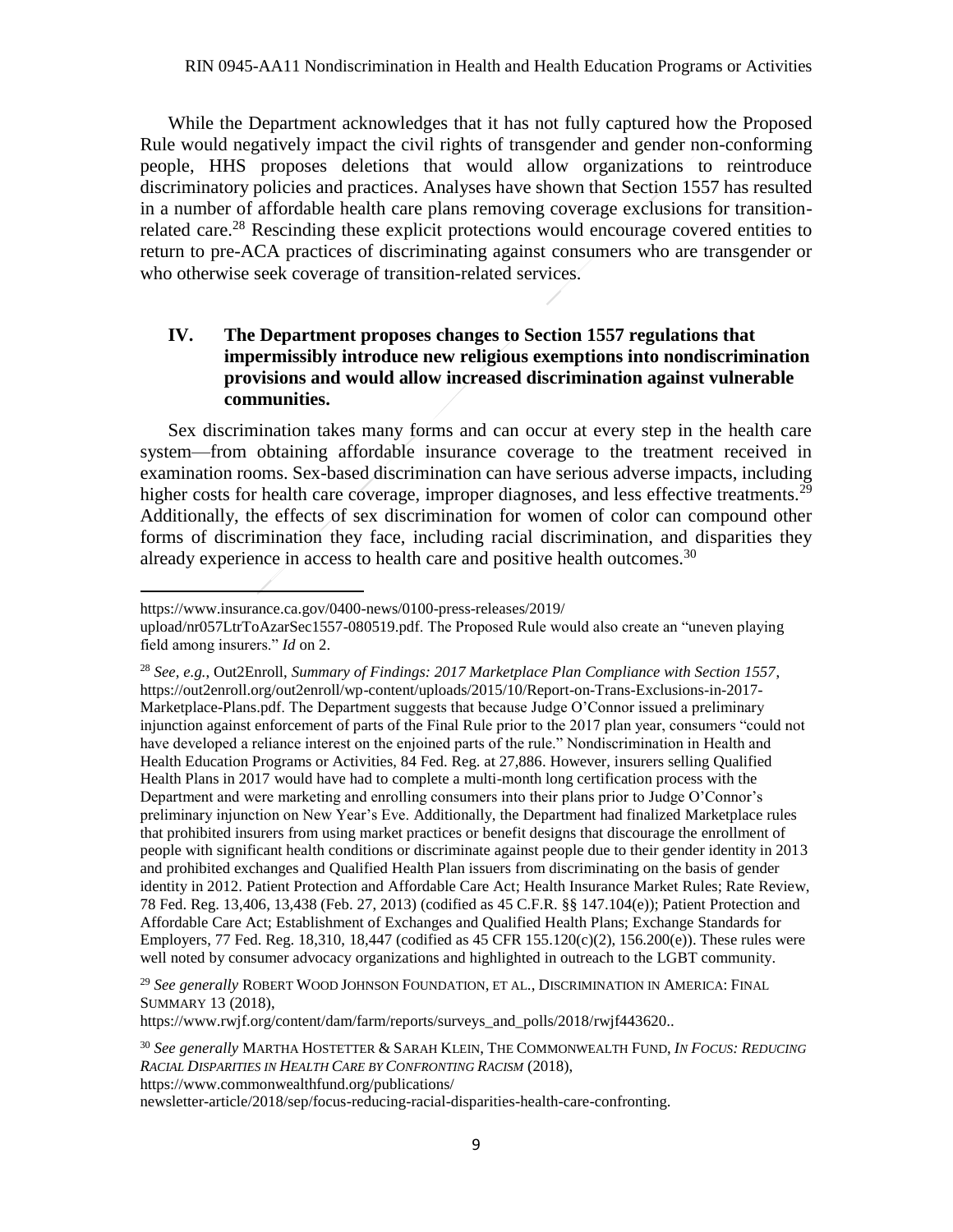While the Department acknowledges that it has not fully captured how the Proposed Rule would negatively impact the civil rights of transgender and gender non-conforming people, HHS proposes deletions that would allow organizations to reintroduce discriminatory policies and practices. Analyses have shown that Section 1557 has resulted in a number of affordable health care plans removing coverage exclusions for transition-related care.[28] Rescinding these explicit protections would encourage covered entities to return to pre-ACA practices of discriminating against consumers who are transgender or who otherwise seek coverage of transition-related services.

## IV. The Department proposes changes to Section 1557 regulations that impermissibly introduce new religious exemptions into nondiscrimination provisions and would allow increased discrimination against vulnerable communities.

Sex discrimination takes many forms and can occur at every step in the health care system—from obtaining affordable insurance coverage to the treatment received in examination rooms. Sex-based discrimination can have serious adverse impacts, including higher costs for health care coverage, improper diagnoses, and less effective treatments.[29] Additionally, the effects of sex discrimination for women of color can compound other forms of discrimination they face, including racial discrimination, and disparities they already experience in access to health care and positive health outcomes.[30]

---

https://www.insurance.ca.gov/0400-news/0100-press-releases/2019/upload/nr057LtrToAzarSec1557-080519.pdf. The Proposed Rule would also create an "uneven playing field among insurers." *Id* on 2.

[28] *See, e.g.*, Out2Enroll, *Summary of Findings: 2017 Marketplace Plan Compliance with Section 1557*, https://out2enroll.org/out2enroll/wp-content/uploads/2015/10/Report-on-Trans-Exclusions-in-2017-Marketplace-Plans.pdf. The Department suggests that because Judge O'Connor issued a preliminary injunction against enforcement of parts of the Final Rule prior to the 2017 plan year, consumers "could not have developed a reliance interest on the enjoined parts of the rule." Nondiscrimination in Health and Health Education Programs or Activities, 84 Fed. Reg. at 27,886. However, insurers selling Qualified Health Plans in 2017 would have had to complete a multi-month long certification process with the Department and were marketing and enrolling consumers into their plans prior to Judge O'Connor's preliminary injunction on New Year's Eve. Additionally, the Department had finalized Marketplace rules that prohibited insurers from using market practices or benefit designs that discourage the enrollment of people with significant health conditions or discriminate against people due to their gender identity in 2013 and prohibited exchanges and Qualified Health Plan issuers from discriminating on the basis of gender identity in 2012. Patient Protection and Affordable Care Act; Health Insurance Market Rules; Rate Review, 78 Fed. Reg. 13,406, 13,438 (Feb. 27, 2013) (codified as 45 C.F.R. §§ 147.104(e)); Patient Protection and Affordable Care Act; Establishment of Exchanges and Qualified Health Plans; Exchange Standards for Employers, 77 Fed. Reg. 18,310, 18,447 (codified as 45 CFR 155.120(c)(2), 156.200(e)). These rules were well noted by consumer advocacy organizations and highlighted in outreach to the LGBT community.

[29] *See generally* ROBERT WOOD JOHNSON FOUNDATION, ET AL., DISCRIMINATION IN AMERICA: FINAL SUMMARY 13 (2018), https://www.rwjf.org/content/dam/farm/reports/surveys_and_polls/2018/rwjf443620..

[30] *See generally* MARTHA HOSTETTER & SARAH KLEIN, THE COMMONWEALTH FUND, *IN FOCUS: REDUCING RACIAL DISPARITIES IN HEALTH CARE BY CONFRONTING RACISM* (2018), https://www.commonwealthfund.org/publications/newsletter-article/2018/sep/focus-reducing-racial-disparities-health-care-confronting.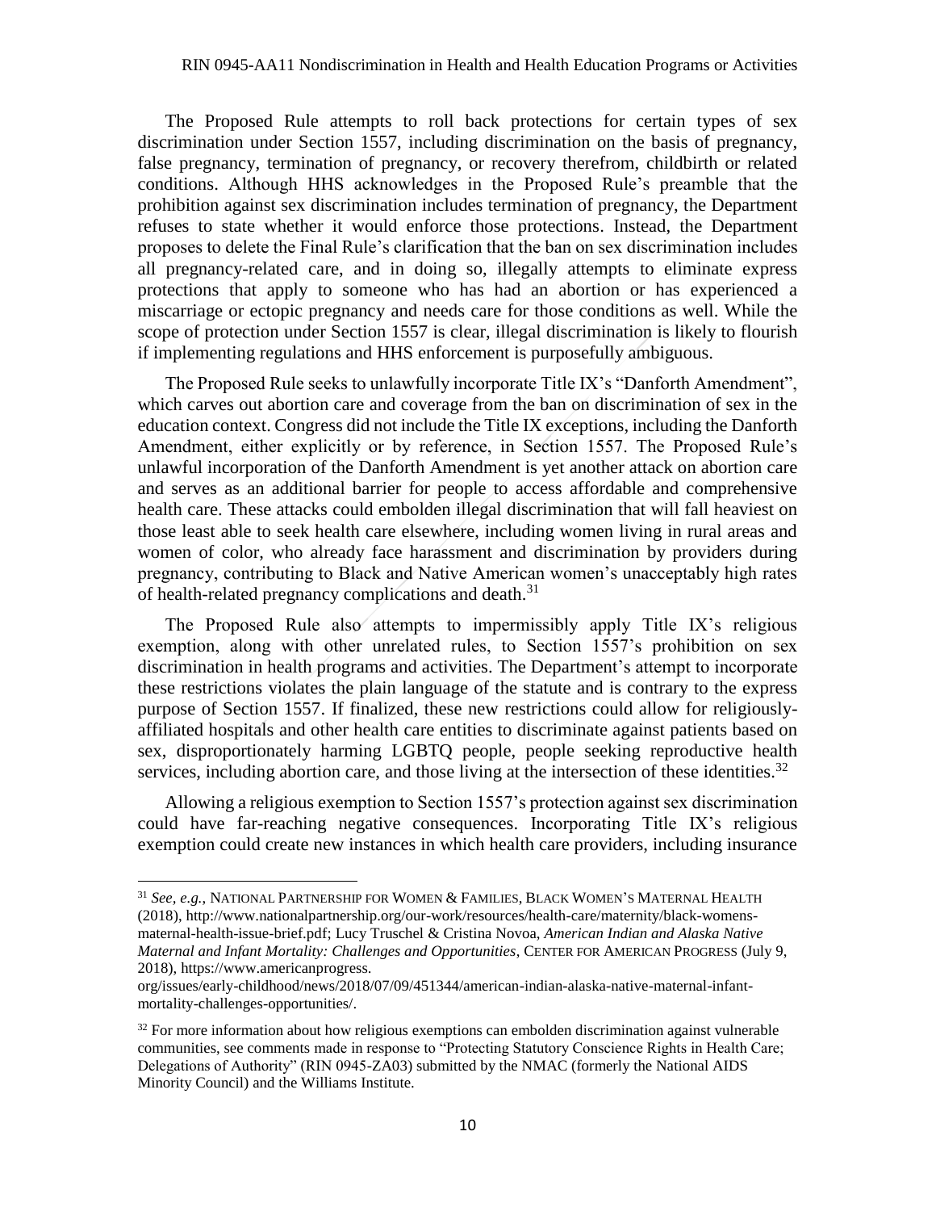The Proposed Rule attempts to roll back protections for certain types of sex discrimination under Section 1557, including discrimination on the basis of pregnancy, false pregnancy, termination of pregnancy, or recovery therefrom, childbirth or related conditions. Although HHS acknowledges in the Proposed Rule's preamble that the prohibition against sex discrimination includes termination of pregnancy, the Department refuses to state whether it would enforce those protections. Instead, the Department proposes to delete the Final Rule's clarification that the ban on sex discrimination includes all pregnancy-related care, and in doing so, illegally attempts to eliminate express protections that apply to someone who has had an abortion or has experienced a miscarriage or ectopic pregnancy and needs care for those conditions as well. While the scope of protection under Section 1557 is clear, illegal discrimination is likely to flourish if implementing regulations and HHS enforcement is purposefully ambiguous.

The Proposed Rule seeks to unlawfully incorporate Title IX's "Danforth Amendment", which carves out abortion care and coverage from the ban on discrimination of sex in the education context. Congress did not include the Title IX exceptions, including the Danforth Amendment, either explicitly or by reference, in Section 1557. The Proposed Rule's unlawful incorporation of the Danforth Amendment is yet another attack on abortion care and serves as an additional barrier for people to access affordable and comprehensive health care. These attacks could embolden illegal discrimination that will fall heaviest on those least able to seek health care elsewhere, including women living in rural areas and women of color, who already face harassment and discrimination by providers during pregnancy, contributing to Black and Native American women's unacceptably high rates of health-related pregnancy complications and death.[31]

The Proposed Rule also attempts to impermissibly apply Title IX's religious exemption, along with other unrelated rules, to Section 1557's prohibition on sex discrimination in health programs and activities. The Department's attempt to incorporate these restrictions violates the plain language of the statute and is contrary to the express purpose of Section 1557. If finalized, these new restrictions could allow for religiously-affiliated hospitals and other health care entities to discriminate against patients based on sex, disproportionately harming LGBTQ people, people seeking reproductive health services, including abortion care, and those living at the intersection of these identities.[32]

Allowing a religious exemption to Section 1557's protection against sex discrimination could have far-reaching negative consequences. Incorporating Title IX's religious exemption could create new instances in which health care providers, including insurance

---

[31] *See, e.g.*, NATIONAL PARTNERSHIP FOR WOMEN & FAMILIES, BLACK WOMEN'S MATERNAL HEALTH (2018), http://www.nationalpartnership.org/our-work/resources/health-care/maternity/black-womens-maternal-health-issue-brief.pdf; Lucy Truschel & Cristina Novoa, *American Indian and Alaska Native Maternal and Infant Mortality: Challenges and Opportunities*, CENTER FOR AMERICAN PROGRESS (July 9, 2018), https://www.americanprogress.org/issues/early-childhood/news/2018/07/09/451344/american-indian-alaska-native-maternal-infant-mortality-challenges-opportunities/.

[32] For more information about how religious exemptions can embolden discrimination against vulnerable communities, see comments made in response to "Protecting Statutory Conscience Rights in Health Care; Delegations of Authority" (RIN 0945-ZA03) submitted by the NMAC (formerly the National AIDS Minority Council) and the Williams Institute.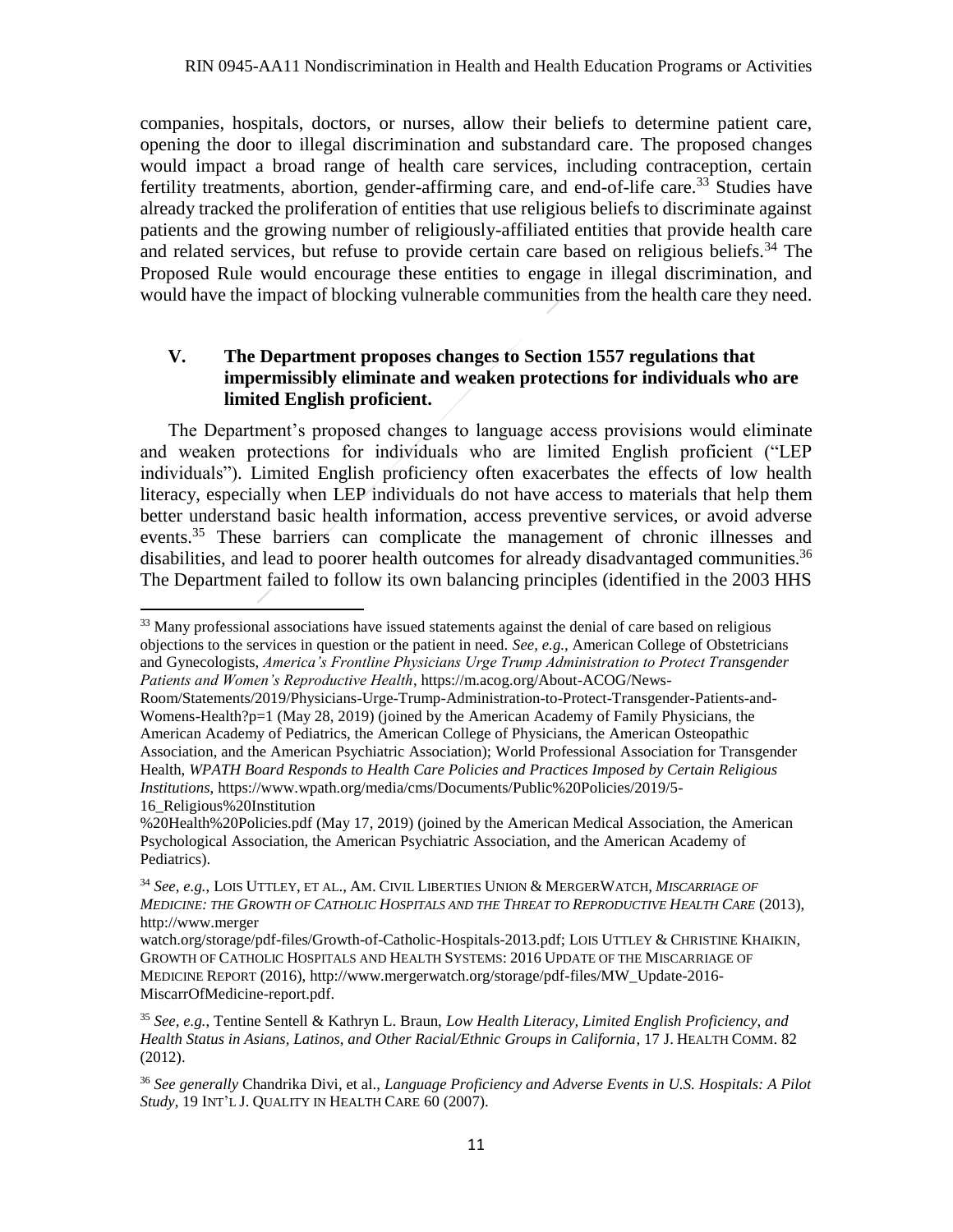companies, hospitals, doctors, or nurses, allow their beliefs to determine patient care, opening the door to illegal discrimination and substandard care. The proposed changes would impact a broad range of health care services, including contraception, certain fertility treatments, abortion, gender-affirming care, and end-of-life care.[33] Studies have already tracked the proliferation of entities that use religious beliefs to discriminate against patients and the growing number of religiously-affiliated entities that provide health care and related services, but refuse to provide certain care based on religious beliefs.[34] The Proposed Rule would encourage these entities to engage in illegal discrimination, and would have the impact of blocking vulnerable communities from the health care they need.

## V. The Department proposes changes to Section 1557 regulations that impermissibly eliminate and weaken protections for individuals who are limited English proficient.

The Department's proposed changes to language access provisions would eliminate and weaken protections for individuals who are limited English proficient ("LEP individuals"). Limited English proficiency often exacerbates the effects of low health literacy, especially when LEP individuals do not have access to materials that help them better understand basic health information, access preventive services, or avoid adverse events.[35] These barriers can complicate the management of chronic illnesses and disabilities, and lead to poorer health outcomes for already disadvantaged communities.[36] The Department failed to follow its own balancing principles (identified in the 2003 HHS

---

[33] Many professional associations have issued statements against the denial of care based on religious objections to the services in question or the patient in need. *See, e.g.,* American College of Obstetricians and Gynecologists, *America's Frontline Physicians Urge Trump Administration to Protect Transgender Patients and Women's Reproductive Health*, https://m.acog.org/About-ACOG/News-Room/Statements/2019/Physicians-Urge-Trump-Administration-to-Protect-Transgender-Patients-and-Womens-Health?p=1 (May 28, 2019) (joined by the American Academy of Family Physicians, the American Academy of Pediatrics, the American College of Physicians, the American Osteopathic Association, and the American Psychiatric Association); World Professional Association for Transgender Health, *WPATH Board Responds to Health Care Policies and Practices Imposed by Certain Religious Institutions*, https://www.wpath.org/media/cms/Documents/Public%20Policies/2019/5-16_Religious%20Institution %20Health%20Policies.pdf (May 17, 2019) (joined by the American Medical Association, the American Psychological Association, the American Psychiatric Association, and the American Academy of Pediatrics).

[34] *See*, *e.g.*, LOIS UTTLEY, ET AL., AM. CIVIL LIBERTIES UNION & MERGERWATCH, *MISCARRIAGE OF MEDICINE: THE GROWTH OF CATHOLIC HOSPITALS AND THE THREAT TO REPRODUCTIVE HEALTH CARE* (2013), http://www.merger watch.org/storage/pdf-files/Growth-of-Catholic-Hospitals-2013.pdf; LOIS UTTLEY & CHRISTINE KHAIKIN, GROWTH OF CATHOLIC HOSPITALS AND HEALTH SYSTEMS: 2016 UPDATE OF THE MISCARRIAGE OF MEDICINE REPORT (2016), http://www.mergerwatch.org/storage/pdf-files/MW_Update-2016-MiscarrOfMedicine-report.pdf.

[35] *See, e.g.,* Tentine Sentell & Kathryn L. Braun, *Low Health Literacy, Limited English Proficiency, and Health Status in Asians, Latinos, and Other Racial/Ethnic Groups in California*, 17 J. HEALTH COMM. 82 (2012).

[36] *See generally* Chandrika Divi, et al., *Language Proficiency and Adverse Events in U.S. Hospitals: A Pilot Study*, 19 INT'L J. QUALITY IN HEALTH CARE 60 (2007).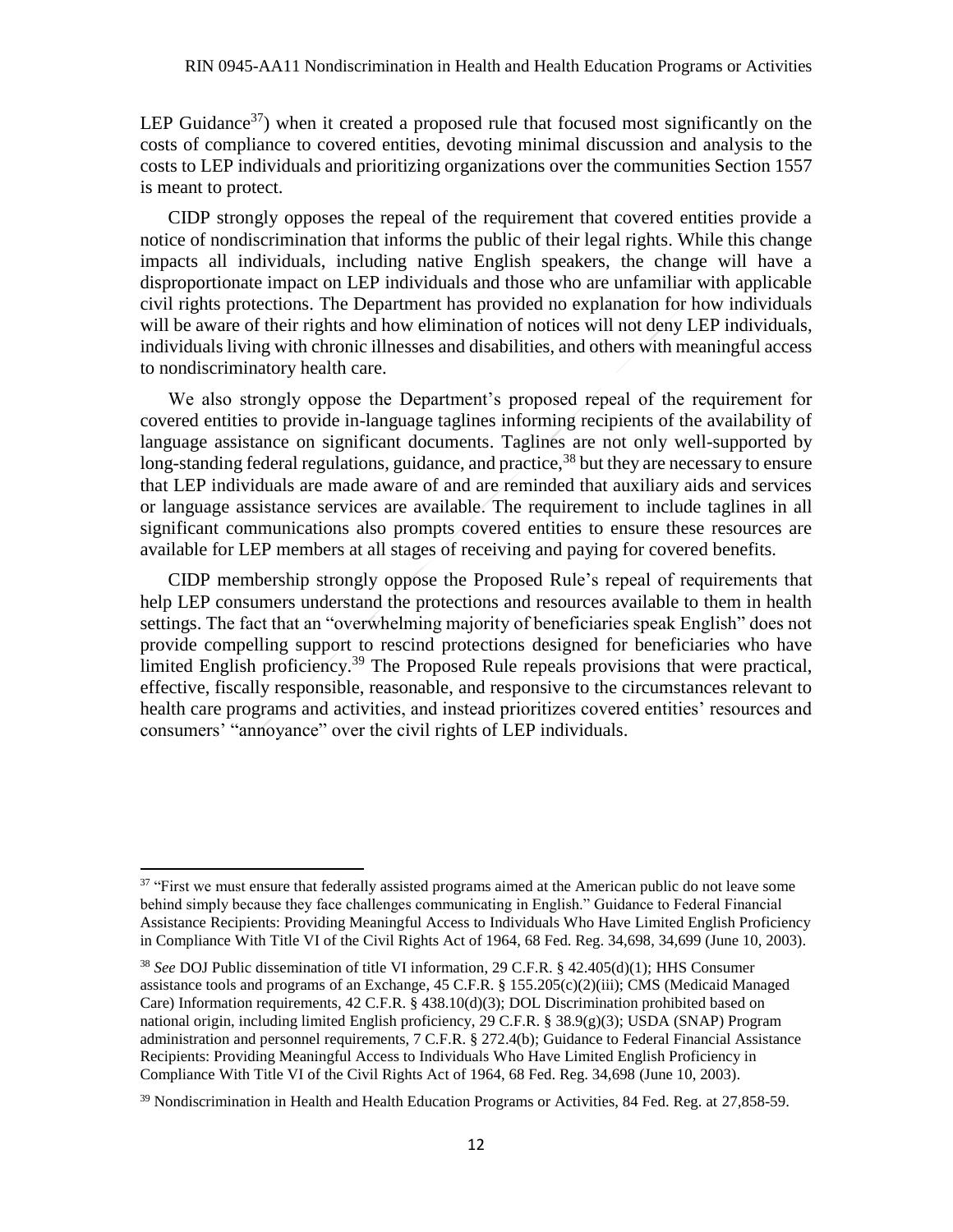LEP Guidance[37]) when it created a proposed rule that focused most significantly on the costs of compliance to covered entities, devoting minimal discussion and analysis to the costs to LEP individuals and prioritizing organizations over the communities Section 1557 is meant to protect.

CIDP strongly opposes the repeal of the requirement that covered entities provide a notice of nondiscrimination that informs the public of their legal rights. While this change impacts all individuals, including native English speakers, the change will have a disproportionate impact on LEP individuals and those who are unfamiliar with applicable civil rights protections. The Department has provided no explanation for how individuals will be aware of their rights and how elimination of notices will not deny LEP individuals, individuals living with chronic illnesses and disabilities, and others with meaningful access to nondiscriminatory health care.

We also strongly oppose the Department's proposed repeal of the requirement for covered entities to provide in-language taglines informing recipients of the availability of language assistance on significant documents. Taglines are not only well-supported by long-standing federal regulations, guidance, and practice,[38] but they are necessary to ensure that LEP individuals are made aware of and are reminded that auxiliary aids and services or language assistance services are available. The requirement to include taglines in all significant communications also prompts covered entities to ensure these resources are available for LEP members at all stages of receiving and paying for covered benefits.

CIDP membership strongly oppose the Proposed Rule's repeal of requirements that help LEP consumers understand the protections and resources available to them in health settings. The fact that an "overwhelming majority of beneficiaries speak English" does not provide compelling support to rescind protections designed for beneficiaries who have limited English proficiency.[39] The Proposed Rule repeals provisions that were practical, effective, fiscally responsible, reasonable, and responsive to the circumstances relevant to health care programs and activities, and instead prioritizes covered entities' resources and consumers' "annoyance" over the civil rights of LEP individuals.

---

[37] "First we must ensure that federally assisted programs aimed at the American public do not leave some behind simply because they face challenges communicating in English." Guidance to Federal Financial Assistance Recipients: Providing Meaningful Access to Individuals Who Have Limited English Proficiency in Compliance With Title VI of the Civil Rights Act of 1964, 68 Fed. Reg. 34,698, 34,699 (June 10, 2003).

[38] *See* DOJ Public dissemination of title VI information, 29 C.F.R. § 42.405(d)(1); HHS Consumer assistance tools and programs of an Exchange, 45 C.F.R. § 155.205(c)(2)(iii); CMS (Medicaid Managed Care) Information requirements, 42 C.F.R. § 438.10(d)(3); DOL Discrimination prohibited based on national origin, including limited English proficiency, 29 C.F.R. § 38.9(g)(3); USDA (SNAP) Program administration and personnel requirements, 7 C.F.R. § 272.4(b); Guidance to Federal Financial Assistance Recipients: Providing Meaningful Access to Individuals Who Have Limited English Proficiency in Compliance With Title VI of the Civil Rights Act of 1964, 68 Fed. Reg. 34,698 (June 10, 2003).

[39] Nondiscrimination in Health and Health Education Programs or Activities, 84 Fed. Reg. at 27,858-59.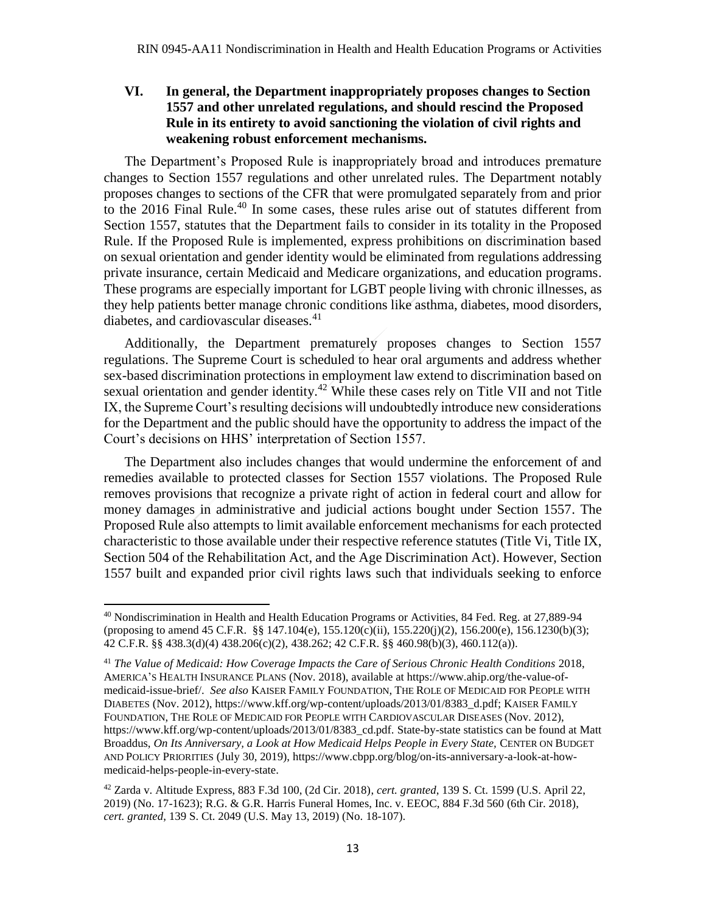## VI. In general, the Department inappropriately proposes changes to Section 1557 and other unrelated regulations, and should rescind the Proposed Rule in its entirety to avoid sanctioning the violation of civil rights and weakening robust enforcement mechanisms.

The Department's Proposed Rule is inappropriately broad and introduces premature changes to Section 1557 regulations and other unrelated rules. The Department notably proposes changes to sections of the CFR that were promulgated separately from and prior to the 2016 Final Rule.[40] In some cases, these rules arise out of statutes different from Section 1557, statutes that the Department fails to consider in its totality in the Proposed Rule. If the Proposed Rule is implemented, express prohibitions on discrimination based on sexual orientation and gender identity would be eliminated from regulations addressing private insurance, certain Medicaid and Medicare organizations, and education programs. These programs are especially important for LGBT people living with chronic illnesses, as they help patients better manage chronic conditions like asthma, diabetes, mood disorders, diabetes, and cardiovascular diseases.[41]

Additionally, the Department prematurely proposes changes to Section 1557 regulations. The Supreme Court is scheduled to hear oral arguments and address whether sex-based discrimination protections in employment law extend to discrimination based on sexual orientation and gender identity.[42] While these cases rely on Title VII and not Title IX, the Supreme Court's resulting decisions will undoubtedly introduce new considerations for the Department and the public should have the opportunity to address the impact of the Court's decisions on HHS' interpretation of Section 1557.

The Department also includes changes that would undermine the enforcement of and remedies available to protected classes for Section 1557 violations. The Proposed Rule removes provisions that recognize a private right of action in federal court and allow for money damages in administrative and judicial actions bought under Section 1557. The Proposed Rule also attempts to limit available enforcement mechanisms for each protected characteristic to those available under their respective reference statutes (Title Vi, Title IX, Section 504 of the Rehabilitation Act, and the Age Discrimination Act). However, Section 1557 built and expanded prior civil rights laws such that individuals seeking to enforce

---

[40] Nondiscrimination in Health and Health Education Programs or Activities, 84 Fed. Reg. at 27,889-94 (proposing to amend 45 C.F.R. §§ 147.104(e), 155.120(c)(ii), 155.220(j)(2), 156.200(e), 156.1230(b)(3); 42 C.F.R. §§ 438.3(d)(4) 438.206(c)(2), 438.262; 42 C.F.R. §§ 460.98(b)(3), 460.112(a)).

[41] *The Value of Medicaid: How Coverage Impacts the Care of Serious Chronic Health Conditions* 2018, AMERICA'S HEALTH INSURANCE PLANS (Nov. 2018), available at https://www.ahip.org/the-value-of-medicaid-issue-brief/. *See also* KAISER FAMILY FOUNDATION, THE ROLE OF MEDICAID FOR PEOPLE WITH DIABETES (Nov. 2012), https://www.kff.org/wp-content/uploads/2013/01/8383_d.pdf; KAISER FAMILY FOUNDATION, THE ROLE OF MEDICAID FOR PEOPLE WITH CARDIOVASCULAR DISEASES (Nov. 2012), https://www.kff.org/wp-content/uploads/2013/01/8383_cd.pdf. State-by-state statistics can be found at Matt Broaddus, *On Its Anniversary, a Look at How Medicaid Helps People in Every State,* CENTER ON BUDGET AND POLICY PRIORITIES (July 30, 2019), https://www.cbpp.org/blog/on-its-anniversary-a-look-at-how-medicaid-helps-people-in-every-state.

[42] Zarda v. Altitude Express, 883 F.3d 100, (2d Cir. 2018), *cert. granted*, 139 S. Ct. 1599 (U.S. April 22, 2019) (No. 17-1623); R.G. & G.R. Harris Funeral Homes, Inc. v. EEOC, 884 F.3d 560 (6th Cir. 2018), *cert. granted*, 139 S. Ct. 2049 (U.S. May 13, 2019) (No. 18-107).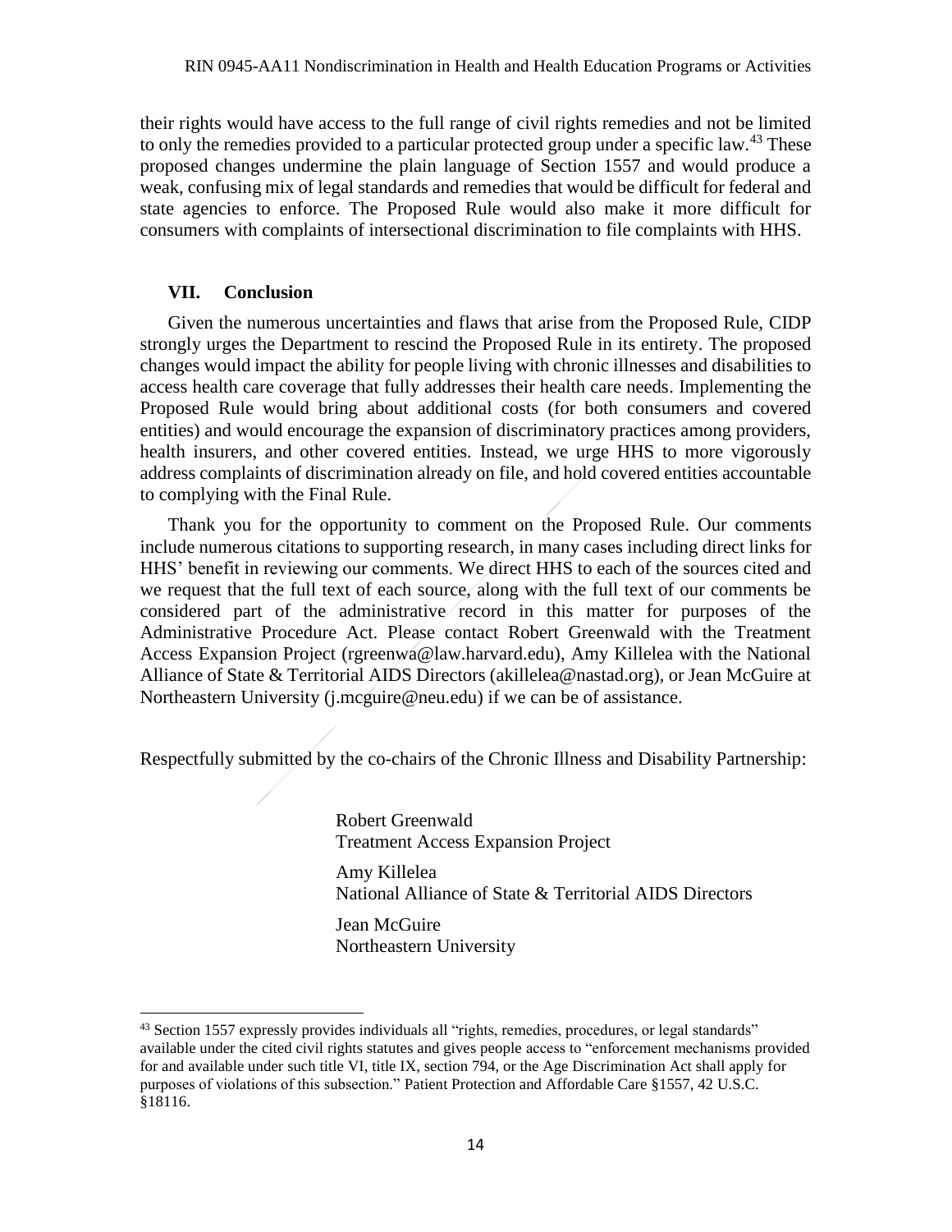their rights would have access to the full range of civil rights remedies and not be limited to only the remedies provided to a particular protected group under a specific law.[43] These proposed changes undermine the plain language of Section 1557 and would produce a weak, confusing mix of legal standards and remedies that would be difficult for federal and state agencies to enforce. The Proposed Rule would also make it more difficult for consumers with complaints of intersectional discrimination to file complaints with HHS.

## VII. Conclusion

Given the numerous uncertainties and flaws that arise from the Proposed Rule, CIDP strongly urges the Department to rescind the Proposed Rule in its entirety. The proposed changes would impact the ability for people living with chronic illnesses and disabilities to access health care coverage that fully addresses their health care needs. Implementing the Proposed Rule would bring about additional costs (for both consumers and covered entities) and would encourage the expansion of discriminatory practices among providers, health insurers, and other covered entities. Instead, we urge HHS to more vigorously address complaints of discrimination already on file, and hold covered entities accountable to complying with the Final Rule.

Thank you for the opportunity to comment on the Proposed Rule. Our comments include numerous citations to supporting research, in many cases including direct links for HHS' benefit in reviewing our comments. We direct HHS to each of the sources cited and we request that the full text of each source, along with the full text of our comments be considered part of the administrative record in this matter for purposes of the Administrative Procedure Act. Please contact Robert Greenwald with the Treatment Access Expansion Project (rgreenwa@law.harvard.edu), Amy Killelea with the National Alliance of State & Territorial AIDS Directors (akillelea@nastad.org), or Jean McGuire at Northeastern University (j.mcguire@neu.edu) if we can be of assistance.

Respectfully submitted by the co-chairs of the Chronic Illness and Disability Partnership:

Robert Greenwald
Treatment Access Expansion Project

Amy Killelea
National Alliance of State & Territorial AIDS Directors

Jean McGuire
Northeastern University

---

[43] Section 1557 expressly provides individuals all "rights, remedies, procedures, or legal standards" available under the cited civil rights statutes and gives people access to "enforcement mechanisms provided for and available under such title VI, title IX, section 794, or the Age Discrimination Act shall apply for purposes of violations of this subsection." Patient Protection and Affordable Care §1557, 42 U.S.C. §18116.